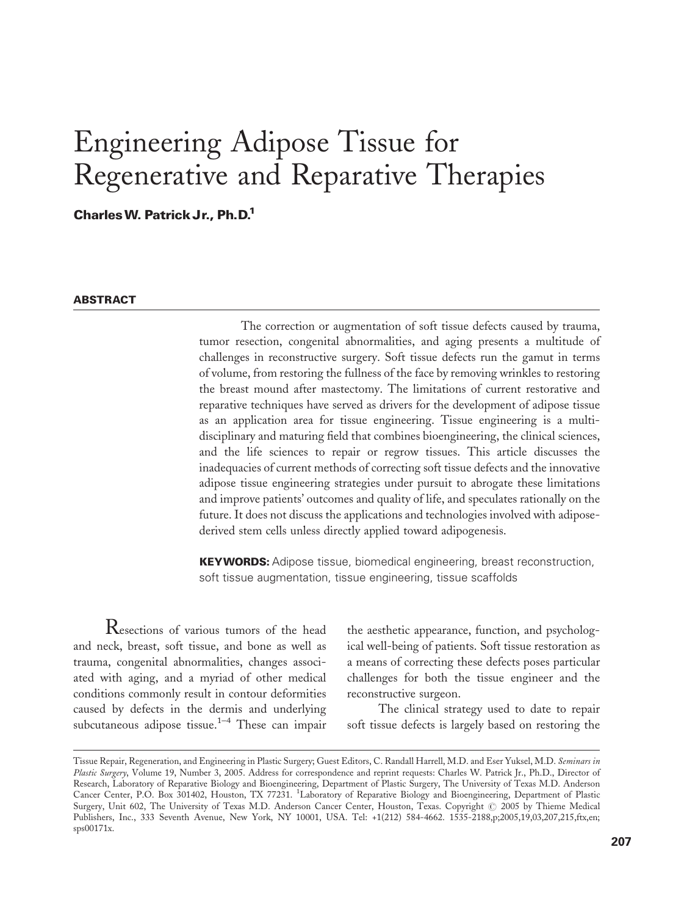# Engineering Adipose Tissue for Regenerative and Reparative Therapies

**Charles W. Patrick Jr., Ph.D.[1]**

## ABSTRACT

The correction or augmentation of soft tissue defects caused by trauma, tumor resection, congenital abnormalities, and aging presents a multitude of challenges in reconstructive surgery. Soft tissue defects run the gamut in terms of volume, from restoring the fullness of the face by removing wrinkles to restoring the breast mound after mastectomy. The limitations of current restorative and reparative techniques have served as drivers for the development of adipose tissue as an application area for tissue engineering. Tissue engineering is a multidisciplinary and maturing field that combines bioengineering, the clinical sciences, and the life sciences to repair or regrow tissues. This article discusses the inadequacies of current methods of correcting soft tissue defects and the innovative adipose tissue engineering strategies under pursuit to abrogate these limitations and improve patients' outcomes and quality of life, and speculates rationally on the future. It does not discuss the applications and technologies involved with adipose-derived stem cells unless directly applied toward adipogenesis.

**KEYWORDS:** Adipose tissue, biomedical engineering, breast reconstruction, soft tissue augmentation, tissue engineering, tissue scaffolds

Resections of various tumors of the head and neck, breast, soft tissue, and bone as well as trauma, congenital abnormalities, changes associated with aging, and a myriad of other medical conditions commonly result in contour deformities caused by defects in the dermis and underlying subcutaneous adipose tissue.[1–4] These can impair the aesthetic appearance, function, and psychological well-being of patients. Soft tissue restoration as a means of correcting these defects poses particular challenges for both the tissue engineer and the reconstructive surgeon.

The clinical strategy used to date to repair soft tissue defects is largely based on restoring the

---

Tissue Repair, Regeneration, and Engineering in Plastic Surgery; Guest Editors, C. Randall Harrell, M.D. and Eser Yuksel, M.D. *Seminars in Plastic Surgery*, Volume 19, Number 3, 2005. Address for correspondence and reprint requests: Charles W. Patrick Jr., Ph.D., Director of Research, Laboratory of Reparative Biology and Bioengineering, Department of Plastic Surgery, The University of Texas M.D. Anderson Cancer Center, P.O. Box 301402, Houston, TX 77231. [1]Laboratory of Reparative Biology and Bioengineering, Department of Plastic Surgery, Unit 602, The University of Texas M.D. Anderson Cancer Center, Houston, Texas. Copyright © 2005 by Thieme Medical Publishers, Inc., 333 Seventh Avenue, New York, NY 10001, USA. Tel: +1(212) 584-4662. 1535-2188,p;2005,19,03,207,215,ftx,en; sps00171x.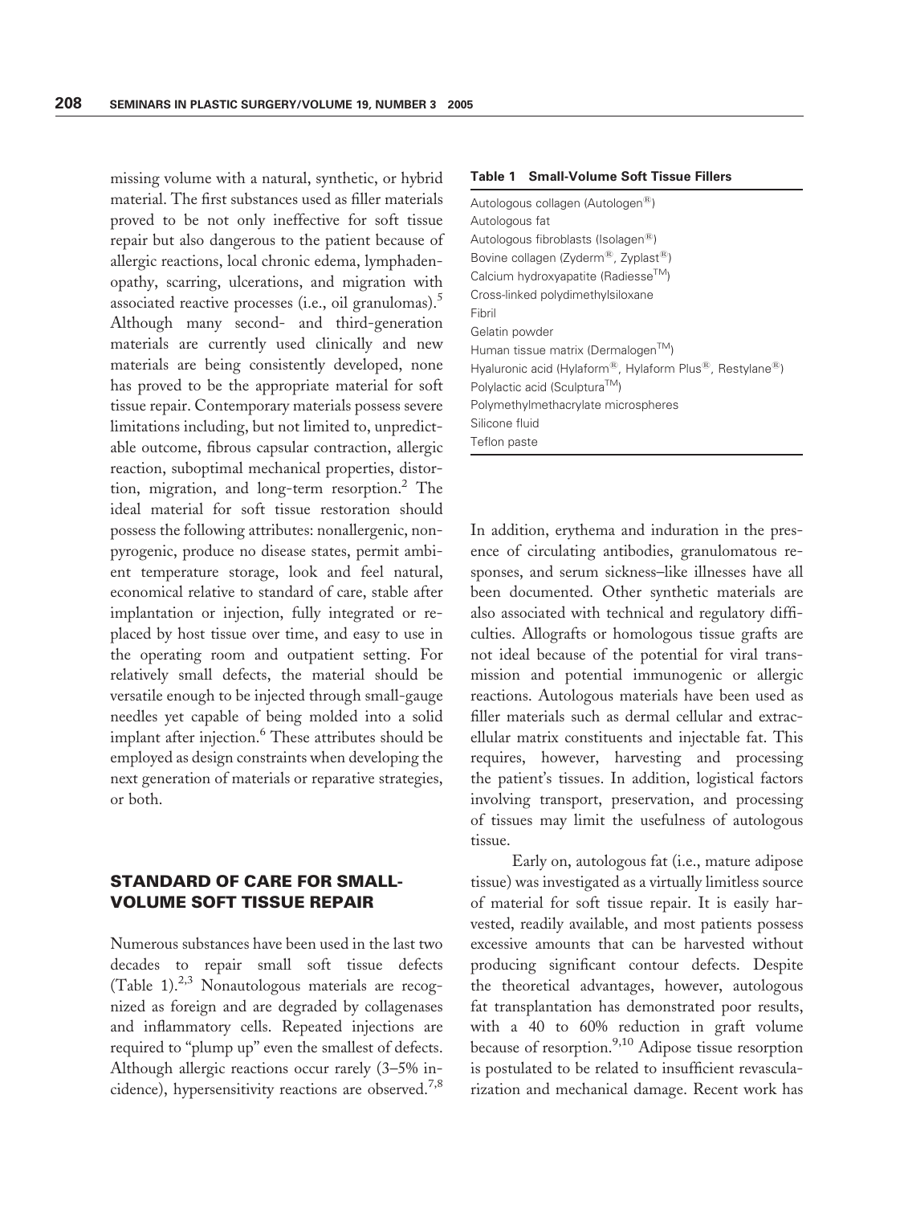missing volume with a natural, synthetic, or hybrid material. The first substances used as filler materials proved to be not only ineffective for soft tissue repair but also dangerous to the patient because of allergic reactions, local chronic edema, lymphadenopathy, scarring, ulcerations, and migration with associated reactive processes (i.e., oil granulomas).[5] Although many second- and third-generation materials are currently used clinically and new materials are being consistently developed, none has proved to be the appropriate material for soft tissue repair. Contemporary materials possess severe limitations including, but not limited to, unpredictable outcome, fibrous capsular contraction, allergic reaction, suboptimal mechanical properties, distortion, migration, and long-term resorption.[2] The ideal material for soft tissue restoration should possess the following attributes: nonallergenic, nonpyrogenic, produce no disease states, permit ambient temperature storage, look and feel natural, economical relative to standard of care, stable after implantation or injection, fully integrated or replaced by host tissue over time, and easy to use in the operating room and outpatient setting. For relatively small defects, the material should be versatile enough to be injected through small-gauge needles yet capable of being molded into a solid implant after injection.[6] These attributes should be employed as design constraints when developing the next generation of materials or reparative strategies, or both.

## STANDARD OF CARE FOR SMALL-VOLUME SOFT TISSUE REPAIR

Numerous substances have been used in the last two decades to repair small soft tissue defects (Table 1).[2,3] Nonautologous materials are recognized as foreign and are degraded by collagenases and inflammatory cells. Repeated injections are required to "plump up" even the smallest of defects. Although allergic reactions occur rarely (3–5% incidence), hypersensitivity reactions are observed.[7,8] In addition, erythema and induration in the presence of circulating antibodies, granulomatous responses, and serum sickness–like illnesses have all been documented. Other synthetic materials are also associated with technical and regulatory difficulties. Allografts or homologous tissue grafts are not ideal because of the potential for viral transmission and potential immunogenic or allergic reactions. Autologous materials have been used as filler materials such as dermal cellular and extracellular matrix constituents and injectable fat. This requires, however, harvesting and processing the patient's tissues. In addition, logistical factors involving transport, preservation, and processing of tissues may limit the usefulness of autologous tissue.

**Table 1 Small-Volume Soft Tissue Fillers**

| |
|---|
| Autologous collagen (Autologen®) |
| Autologous fat |
| Autologous fibroblasts (Isolagen®) |
| Bovine collagen (Zyderm®, Zyplast®) |
| Calcium hydroxyapatite (Radiesse™) |
| Cross-linked polydimethylsiloxane |
| Fibril |
| Gelatin powder |
| Human tissue matrix (Dermalogen™) |
| Hyaluronic acid (Hylaform®, Hylaform Plus®, Restylane®) |
| Polylactic acid (Sculptura™) |
| Polymethylmethacrylate microspheres |
| Silicone fluid |
| Teflon paste |

Early on, autologous fat (i.e., mature adipose tissue) was investigated as a virtually limitless source of material for soft tissue repair. It is easily harvested, readily available, and most patients possess excessive amounts that can be harvested without producing significant contour defects. Despite the theoretical advantages, however, autologous fat transplantation has demonstrated poor results, with a 40 to 60% reduction in graft volume because of resorption.[9,10] Adipose tissue resorption is postulated to be related to insufficient revascularization and mechanical damage. Recent work has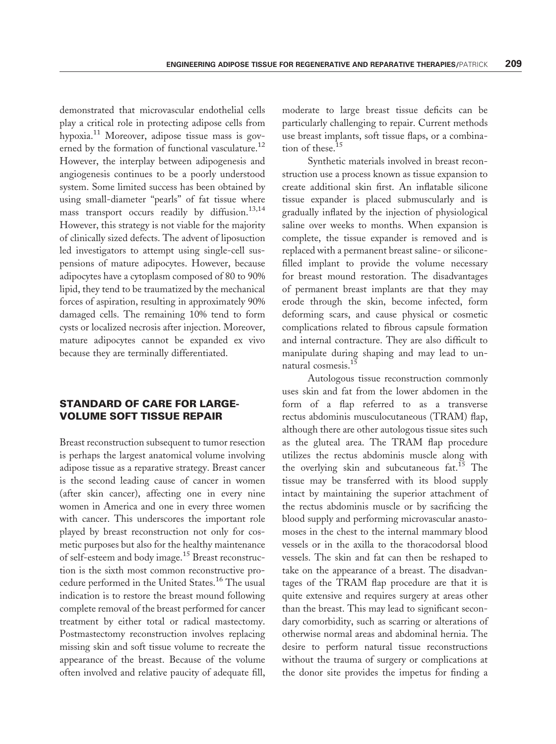demonstrated that microvascular endothelial cells play a critical role in protecting adipose cells from hypoxia.[11] Moreover, adipose tissue mass is governed by the formation of functional vasculature.[12] However, the interplay between adipogenesis and angiogenesis continues to be a poorly understood system. Some limited success has been obtained by using small-diameter "pearls" of fat tissue where mass transport occurs readily by diffusion.[13,14] However, this strategy is not viable for the majority of clinically sized defects. The advent of liposuction led investigators to attempt using single-cell suspensions of mature adipocytes. However, because adipocytes have a cytoplasm composed of 80 to 90% lipid, they tend to be traumatized by the mechanical forces of aspiration, resulting in approximately 90% damaged cells. The remaining 10% tend to form cysts or localized necrosis after injection. Moreover, mature adipocytes cannot be expanded ex vivo because they are terminally differentiated.

## STANDARD OF CARE FOR LARGE-VOLUME SOFT TISSUE REPAIR

Breast reconstruction subsequent to tumor resection is perhaps the largest anatomical volume involving adipose tissue as a reparative strategy. Breast cancer is the second leading cause of cancer in women (after skin cancer), affecting one in every nine women in America and one in every three women with cancer. This underscores the important role played by breast reconstruction not only for cosmetic purposes but also for the healthy maintenance of self-esteem and body image.[15] Breast reconstruction is the sixth most common reconstructive procedure performed in the United States.[16] The usual indication is to restore the breast mound following complete removal of the breast performed for cancer treatment by either total or radical mastectomy. Postmastectomy reconstruction involves replacing missing skin and soft tissue volume to recreate the appearance of the breast. Because of the volume often involved and relative paucity of adequate fill, moderate to large breast tissue deficits can be particularly challenging to repair. Current methods use breast implants, soft tissue flaps, or a combination of these.[15]

Synthetic materials involved in breast reconstruction use a process known as tissue expansion to create additional skin first. An inflatable silicone tissue expander is placed submuscularly and is gradually inflated by the injection of physiological saline over weeks to months. When expansion is complete, the tissue expander is removed and is replaced with a permanent breast saline- or silicone-filled implant to provide the volume necessary for breast mound restoration. The disadvantages of permanent breast implants are that they may erode through the skin, become infected, form deforming scars, and cause physical or cosmetic complications related to fibrous capsule formation and internal contracture. They are also difficult to manipulate during shaping and may lead to unnatural cosmesis.[15]

Autologous tissue reconstruction commonly uses skin and fat from the lower abdomen in the form of a flap referred to as a transverse rectus abdominis musculocutaneous (TRAM) flap, although there are other autologous tissue sites such as the gluteal area. The TRAM flap procedure utilizes the rectus abdominis muscle along with the overlying skin and subcutaneous fat.[15] The tissue may be transferred with its blood supply intact by maintaining the superior attachment of the rectus abdominis muscle or by sacrificing the blood supply and performing microvascular anastomoses in the chest to the internal mammary blood vessels or in the axilla to the thoracodorsal blood vessels. The skin and fat can then be reshaped to take on the appearance of a breast. The disadvantages of the TRAM flap procedure are that it is quite extensive and requires surgery at areas other than the breast. This may lead to significant secondary comorbidity, such as scarring or alterations of otherwise normal areas and abdominal hernia. The desire to perform natural tissue reconstructions without the trauma of surgery or complications at the donor site provides the impetus for finding a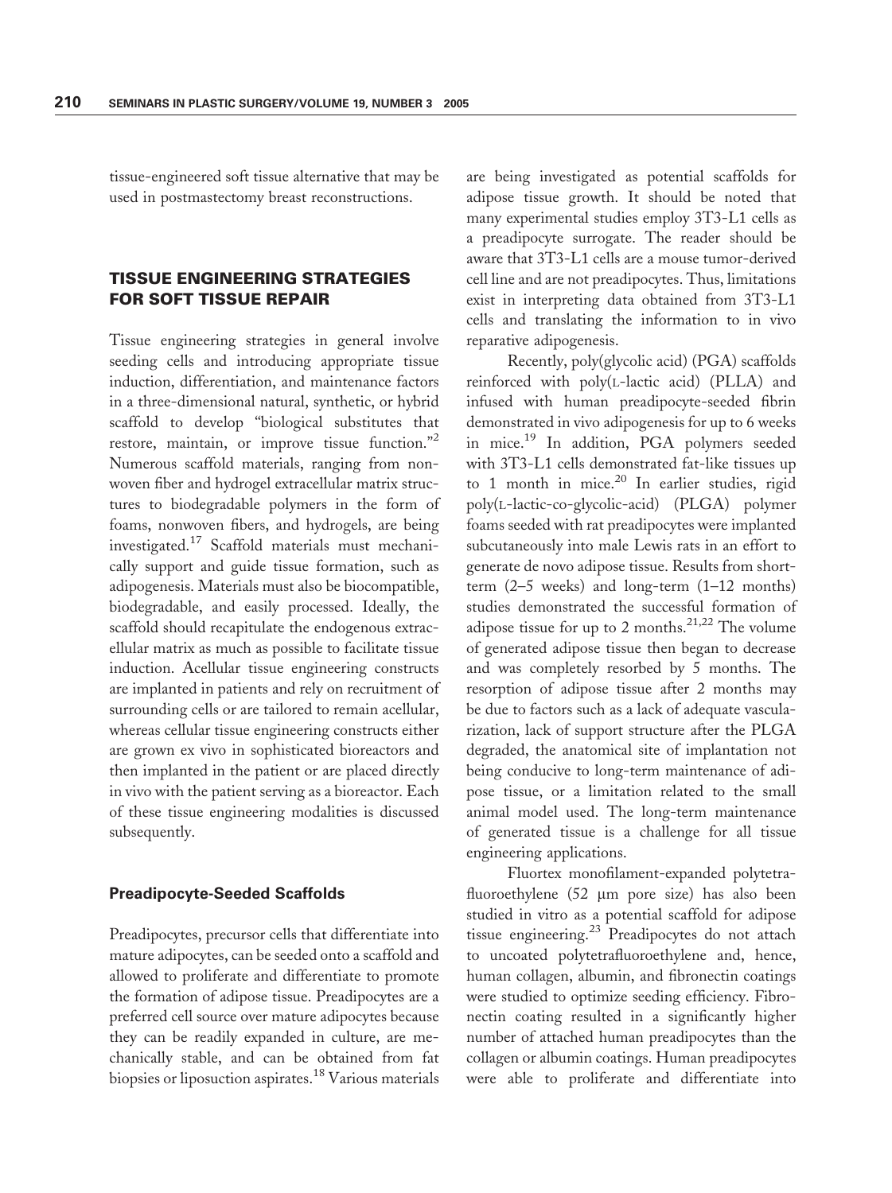tissue-engineered soft tissue alternative that may be used in postmastectomy breast reconstructions.

## TISSUE ENGINEERING STRATEGIES FOR SOFT TISSUE REPAIR

Tissue engineering strategies in general involve seeding cells and introducing appropriate tissue induction, differentiation, and maintenance factors in a three-dimensional natural, synthetic, or hybrid scaffold to develop "biological substitutes that restore, maintain, or improve tissue function."[2] Numerous scaffold materials, ranging from nonwoven fiber and hydrogel extracellular matrix structures to biodegradable polymers in the form of foams, nonwoven fibers, and hydrogels, are being investigated.[17] Scaffold materials must mechanically support and guide tissue formation, such as adipogenesis. Materials must also be biocompatible, biodegradable, and easily processed. Ideally, the scaffold should recapitulate the endogenous extracellular matrix as much as possible to facilitate tissue induction. Acellular tissue engineering constructs are implanted in patients and rely on recruitment of surrounding cells or are tailored to remain acellular, whereas cellular tissue engineering constructs either are grown ex vivo in sophisticated bioreactors and then implanted in the patient or are placed directly in vivo with the patient serving as a bioreactor. Each of these tissue engineering modalities is discussed subsequently.

### Preadipocyte-Seeded Scaffolds

Preadipocytes, precursor cells that differentiate into mature adipocytes, can be seeded onto a scaffold and allowed to proliferate and differentiate to promote the formation of adipose tissue. Preadipocytes are a preferred cell source over mature adipocytes because they can be readily expanded in culture, are mechanically stable, and can be obtained from fat biopsies or liposuction aspirates.[18] Various materials are being investigated as potential scaffolds for adipose tissue growth. It should be noted that many experimental studies employ 3T3-L1 cells as a preadipocyte surrogate. The reader should be aware that 3T3-L1 cells are a mouse tumor-derived cell line and are not preadipocytes. Thus, limitations exist in interpreting data obtained from 3T3-L1 cells and translating the information to in vivo reparative adipogenesis.

Recently, poly(glycolic acid) (PGA) scaffolds reinforced with poly(L-lactic acid) (PLLA) and infused with human preadipocyte-seeded fibrin demonstrated in vivo adipogenesis for up to 6 weeks in mice.[19] In addition, PGA polymers seeded with 3T3-L1 cells demonstrated fat-like tissues up to 1 month in mice.[20] In earlier studies, rigid poly(L-lactic-co-glycolic-acid) (PLGA) polymer foams seeded with rat preadipocytes were implanted subcutaneously into male Lewis rats in an effort to generate de novo adipose tissue. Results from short-term (2–5 weeks) and long-term (1–12 months) studies demonstrated the successful formation of adipose tissue for up to 2 months.[21,22] The volume of generated adipose tissue then began to decrease and was completely resorbed by 5 months. The resorption of adipose tissue after 2 months may be due to factors such as a lack of adequate vascularization, lack of support structure after the PLGA degraded, the anatomical site of implantation not being conducive to long-term maintenance of adipose tissue, or a limitation related to the small animal model used. The long-term maintenance of generated tissue is a challenge for all tissue engineering applications.

Fluortex monofilament-expanded polytetrafluoroethylene (52 μm pore size) has also been studied in vitro as a potential scaffold for adipose tissue engineering.[23] Preadipocytes do not attach to uncoated polytetrafluoroethylene and, hence, human collagen, albumin, and fibronectin coatings were studied to optimize seeding efficiency. Fibronectin coating resulted in a significantly higher number of attached human preadipocytes than the collagen or albumin coatings. Human preadipocytes were able to proliferate and differentiate into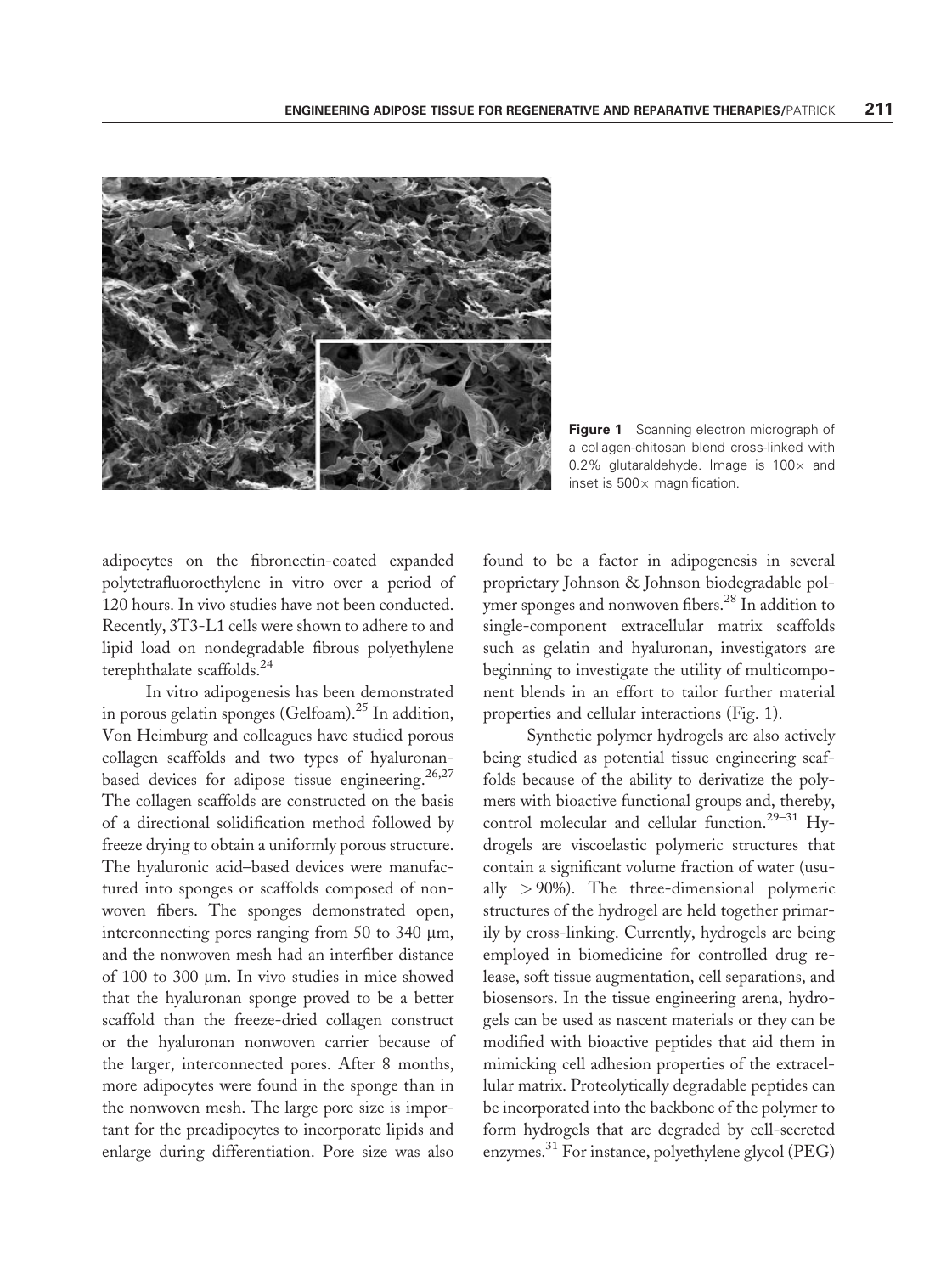**Figure 1** Scanning electron micrograph of a collagen-chitosan blend cross-linked with 0.2% glutaraldehyde. Image is 100× and inset is 500× magnification.

adipocytes on the fibronectin-coated expanded polytetrafluoroethylene in vitro over a period of 120 hours. In vivo studies have not been conducted. Recently, 3T3-L1 cells were shown to adhere to and lipid load on nondegradable fibrous polyethylene terephthalate scaffolds.[24]

In vitro adipogenesis has been demonstrated in porous gelatin sponges (Gelfoam).[25] In addition, Von Heimburg and colleagues have studied porous collagen scaffolds and two types of hyaluronan-based devices for adipose tissue engineering.[26,27] The collagen scaffolds are constructed on the basis of a directional solidification method followed by freeze drying to obtain a uniformly porous structure. The hyaluronic acid–based devices were manufactured into sponges or scaffolds composed of nonwoven fibers. The sponges demonstrated open, interconnecting pores ranging from 50 to 340 μm, and the nonwoven mesh had an interfiber distance of 100 to 300 μm. In vivo studies in mice showed that the hyaluronan sponge proved to be a better scaffold than the freeze-dried collagen construct or the hyaluronan nonwoven carrier because of the larger, interconnected pores. After 8 months, more adipocytes were found in the sponge than in the nonwoven mesh. The large pore size is important for the preadipocytes to incorporate lipids and enlarge during differentiation. Pore size was also found to be a factor in adipogenesis in several proprietary Johnson & Johnson biodegradable polymer sponges and nonwoven fibers.[28] In addition to single-component extracellular matrix scaffolds such as gelatin and hyaluronan, investigators are beginning to investigate the utility of multicomponent blends in an effort to tailor further material properties and cellular interactions (Fig. 1).

Synthetic polymer hydrogels are also actively being studied as potential tissue engineering scaffolds because of the ability to derivatize the polymers with bioactive functional groups and, thereby, control molecular and cellular function.[29–31] Hydrogels are viscoelastic polymeric structures that contain a significant volume fraction of water (usually $> 90\%$). The three-dimensional polymeric structures of the hydrogel are held together primarily by cross-linking. Currently, hydrogels are being employed in biomedicine for controlled drug release, soft tissue augmentation, cell separations, and biosensors. In the tissue engineering arena, hydrogels can be used as nascent materials or they can be modified with bioactive peptides that aid them in mimicking cell adhesion properties of the extracellular matrix. Proteolytically degradable peptides can be incorporated into the backbone of the polymer to form hydrogels that are degraded by cell-secreted enzymes.[31] For instance, polyethylene glycol (PEG)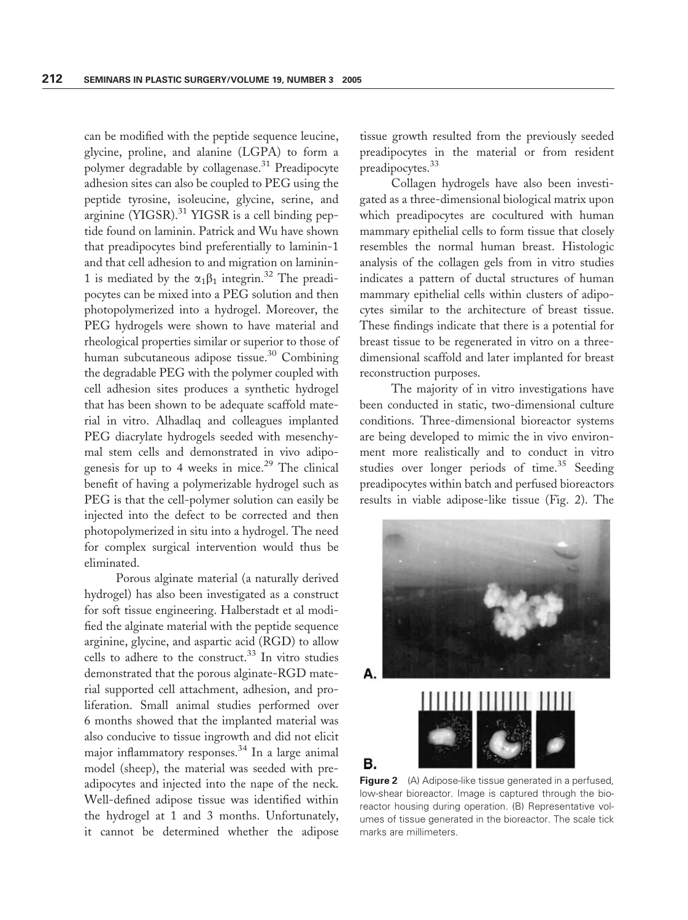can be modified with the peptide sequence leucine, glycine, proline, and alanine (LGPA) to form a polymer degradable by collagenase.[31] Preadipocyte adhesion sites can also be coupled to PEG using the peptide tyrosine, isoleucine, glycine, serine, and arginine (YIGSR).[31] YIGSR is a cell binding peptide found on laminin. Patrick and Wu have shown that preadipocytes bind preferentially to laminin-1 and that cell adhesion to and migration on laminin-1 is mediated by the $\alpha_1\beta_1$ integrin.[32] The preadipocytes can be mixed into a PEG solution and then photopolymerized into a hydrogel. Moreover, the PEG hydrogels were shown to have material and rheological properties similar or superior to those of human subcutaneous adipose tissue.[30] Combining the degradable PEG with the polymer coupled with cell adhesion sites produces a synthetic hydrogel that has been shown to be adequate scaffold material in vitro. Alhadlaq and colleagues implanted PEG diacrylate hydrogels seeded with mesenchymal stem cells and demonstrated in vivo adipogenesis for up to 4 weeks in mice.[29] The clinical benefit of having a polymerizable hydrogel such as PEG is that the cell-polymer solution can easily be injected into the defect to be corrected and then photopolymerized in situ into a hydrogel. The need for complex surgical intervention would thus be eliminated.

Porous alginate material (a naturally derived hydrogel) has also been investigated as a construct for soft tissue engineering. Halberstadt et al modified the alginate material with the peptide sequence arginine, glycine, and aspartic acid (RGD) to allow cells to adhere to the construct.[33] In vitro studies demonstrated that the porous alginate-RGD material supported cell attachment, adhesion, and proliferation. Small animal studies performed over 6 months showed that the implanted material was also conducive to tissue ingrowth and did not elicit major inflammatory responses.[34] In a large animal model (sheep), the material was seeded with preadipocytes and injected into the nape of the neck. Well-defined adipose tissue was identified within the hydrogel at 1 and 3 months. Unfortunately, it cannot be determined whether the adipose tissue growth resulted from the previously seeded preadipocytes in the material or from resident preadipocytes.[33]

Collagen hydrogels have also been investigated as a three-dimensional biological matrix upon which preadipocytes are cocultured with human mammary epithelial cells to form tissue that closely resembles the normal human breast. Histologic analysis of the collagen gels from in vitro studies indicates a pattern of ductal structures of human mammary epithelial cells within clusters of adipocytes similar to the architecture of breast tissue. These findings indicate that there is a potential for breast tissue to be regenerated in vitro on a three-dimensional scaffold and later implanted for breast reconstruction purposes.

The majority of in vitro investigations have been conducted in static, two-dimensional culture conditions. Three-dimensional bioreactor systems are being developed to mimic the in vivo environment more realistically and to conduct in vitro studies over longer periods of time.[35] Seeding preadipocytes within batch and perfused bioreactors results in viable adipose-like tissue (Fig. 2). The

**Figure 2** (A) Adipose-like tissue generated in a perfused, low-shear bioreactor. Image is captured through the bioreactor housing during operation. (B) Representative volumes of tissue generated in the bioreactor. The scale tick marks are millimeters.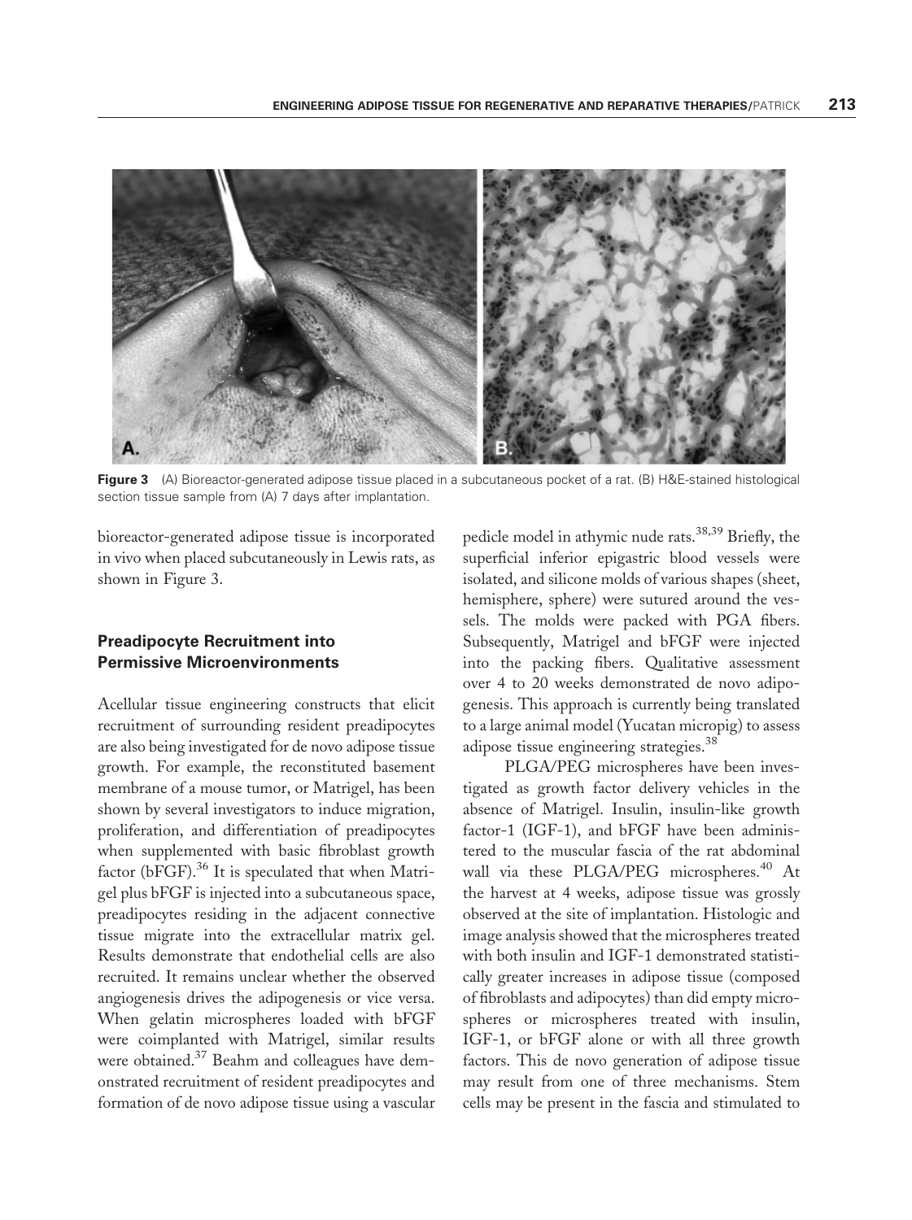**Figure 3** (A) Bioreactor-generated adipose tissue placed in a subcutaneous pocket of a rat. (B) H&E-stained histological section tissue sample from (A) 7 days after implantation.

bioreactor-generated adipose tissue is incorporated in vivo when placed subcutaneously in Lewis rats, as shown in Figure 3.

### Preadipocyte Recruitment into Permissive Microenvironments

Acellular tissue engineering constructs that elicit recruitment of surrounding resident preadipocytes are also being investigated for de novo adipose tissue growth. For example, the reconstituted basement membrane of a mouse tumor, or Matrigel, has been shown by several investigators to induce migration, proliferation, and differentiation of preadipocytes when supplemented with basic fibroblast growth factor (bFGF).[36] It is speculated that when Matrigel plus bFGF is injected into a subcutaneous space, preadipocytes residing in the adjacent connective tissue migrate into the extracellular matrix gel. Results demonstrate that endothelial cells are also recruited. It remains unclear whether the observed angiogenesis drives the adipogenesis or vice versa. When gelatin microspheres loaded with bFGF were coimplanted with Matrigel, similar results were obtained.[37] Beahm and colleagues have demonstrated recruitment of resident preadipocytes and formation of de novo adipose tissue using a vascular pedicle model in athymic nude rats.[38,39] Briefly, the superficial inferior epigastric blood vessels were isolated, and silicone molds of various shapes (sheet, hemisphere, sphere) were sutured around the vessels. The molds were packed with PGA fibers. Subsequently, Matrigel and bFGF were injected into the packing fibers. Qualitative assessment over 4 to 20 weeks demonstrated de novo adipogenesis. This approach is currently being translated to a large animal model (Yucatan micropig) to assess adipose tissue engineering strategies.[38]

PLGA/PEG microspheres have been investigated as growth factor delivery vehicles in the absence of Matrigel. Insulin, insulin-like growth factor-1 (IGF-1), and bFGF have been administered to the muscular fascia of the rat abdominal wall via these PLGA/PEG microspheres.[40] At the harvest at 4 weeks, adipose tissue was grossly observed at the site of implantation. Histologic and image analysis showed that the microspheres treated with both insulin and IGF-1 demonstrated statistically greater increases in adipose tissue (composed of fibroblasts and adipocytes) than did empty microspheres or microspheres treated with insulin, IGF-1, or bFGF alone or with all three growth factors. This de novo generation of adipose tissue may result from one of three mechanisms. Stem cells may be present in the fascia and stimulated to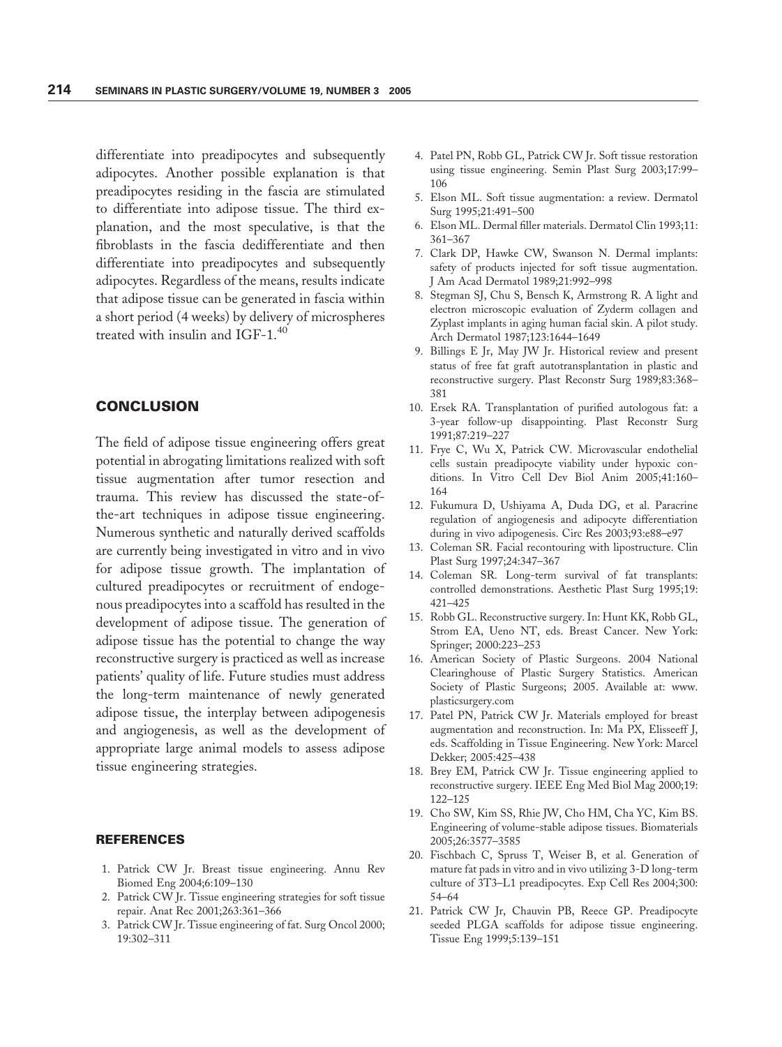differentiate into preadipocytes and subsequently adipocytes. Another possible explanation is that preadipocytes residing in the fascia are stimulated to differentiate into adipose tissue. The third explanation, and the most speculative, is that the fibroblasts in the fascia dedifferentiate and then differentiate into preadipocytes and subsequently adipocytes. Regardless of the means, results indicate that adipose tissue can be generated in fascia within a short period (4 weeks) by delivery of microspheres treated with insulin and IGF-1.[40]

## CONCLUSION

The field of adipose tissue engineering offers great potential in abrogating limitations realized with soft tissue augmentation after tumor resection and trauma. This review has discussed the state-of-the-art techniques in adipose tissue engineering. Numerous synthetic and naturally derived scaffolds are currently being investigated in vitro and in vivo for adipose tissue growth. The implantation of cultured preadipocytes or recruitment of endogenous preadipocytes into a scaffold has resulted in the development of adipose tissue. The generation of adipose tissue has the potential to change the way reconstructive surgery is practiced as well as increase patients' quality of life. Future studies must address the long-term maintenance of newly generated adipose tissue, the interplay between adipogenesis and angiogenesis, as well as the development of appropriate large animal models to assess adipose tissue engineering strategies.

## REFERENCES

1. Patrick CW Jr. Breast tissue engineering. Annu Rev Biomed Eng 2004;6:109–130
2. Patrick CW Jr. Tissue engineering strategies for soft tissue repair. Anat Rec 2001;263:361–366
3. Patrick CW Jr. Tissue engineering of fat. Surg Oncol 2000; 19:302–311
4. Patel PN, Robb GL, Patrick CW Jr. Soft tissue restoration using tissue engineering. Semin Plast Surg 2003;17:99–106
5. Elson ML. Soft tissue augmentation: a review. Dermatol Surg 1995;21:491–500
6. Elson ML. Dermal filler materials. Dermatol Clin 1993;11: 361–367
7. Clark DP, Hawke CW, Swanson N. Dermal implants: safety of products injected for soft tissue augmentation. J Am Acad Dermatol 1989;21:992–998
8. Stegman SJ, Chu S, Bensch K, Armstrong R. A light and electron microscopic evaluation of Zyderm collagen and Zyplast implants in aging human facial skin. A pilot study. Arch Dermatol 1987;123:1644–1649
9. Billings E Jr, May JW Jr. Historical review and present status of free fat graft autotransplantation in plastic and reconstructive surgery. Plast Reconstr Surg 1989;83:368–381
10. Ersek RA. Transplantation of purified autologous fat: a 3-year follow-up disappointing. Plast Reconstr Surg 1991;87:219–227
11. Frye C, Wu X, Patrick CW. Microvascular endothelial cells sustain preadipocyte viability under hypoxic conditions. In Vitro Cell Dev Biol Anim 2005;41:160–164
12. Fukumura D, Ushiyama A, Duda DG, et al. Paracrine regulation of angiogenesis and adipocyte differentiation during in vivo adipogenesis. Circ Res 2003;93:e88–e97
13. Coleman SR. Facial recontouring with lipostructure. Clin Plast Surg 1997;24:347–367
14. Coleman SR. Long-term survival of fat transplants: controlled demonstrations. Aesthetic Plast Surg 1995;19: 421–425
15. Robb GL. Reconstructive surgery. In: Hunt KK, Robb GL, Strom EA, Ueno NT, eds. Breast Cancer. New York: Springer; 2000:223–253
16. American Society of Plastic Surgeons. 2004 National Clearinghouse of Plastic Surgery Statistics. American Society of Plastic Surgeons; 2005. Available at: www.plasticsurgery.com
17. Patel PN, Patrick CW Jr. Materials employed for breast augmentation and reconstruction. In: Ma PX, Elisseeff J, eds. Scaffolding in Tissue Engineering. New York: Marcel Dekker; 2005:425–438
18. Brey EM, Patrick CW Jr. Tissue engineering applied to reconstructive surgery. IEEE Eng Med Biol Mag 2000;19: 122–125
19. Cho SW, Kim SS, Rhie JW, Cho HM, Cha YC, Kim BS. Engineering of volume-stable adipose tissues. Biomaterials 2005;26:3577–3585
20. Fischbach C, Spruss T, Weiser B, et al. Generation of mature fat pads in vitro and in vivo utilizing 3-D long-term culture of 3T3–L1 preadipocytes. Exp Cell Res 2004;300: 54–64
21. Patrick CW Jr, Chauvin PB, Reece GP. Preadipocyte seeded PLGA scaffolds for adipose tissue engineering. Tissue Eng 1999;5:139–151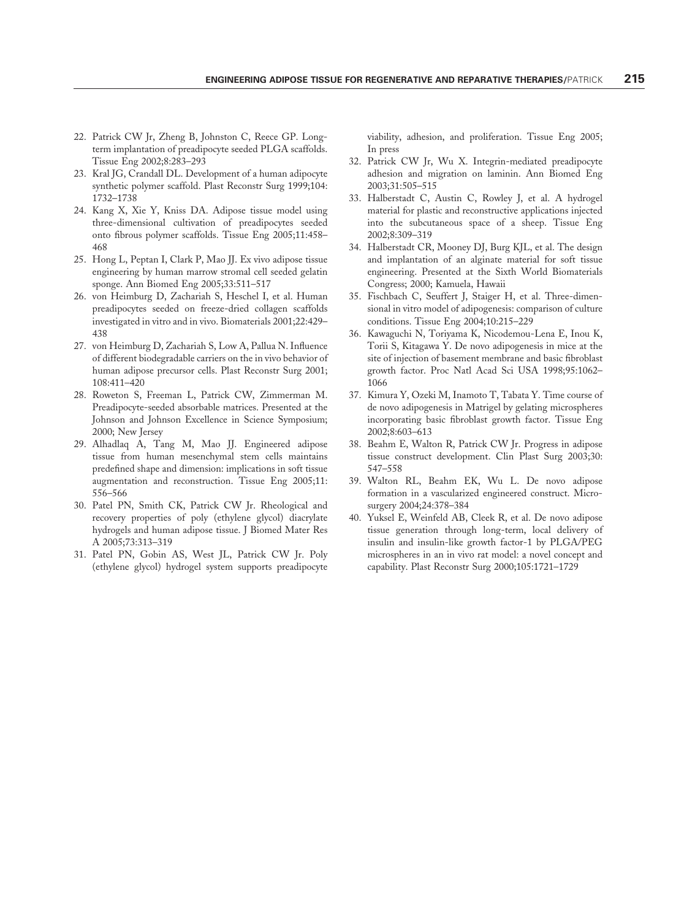22. Patrick CW Jr, Zheng B, Johnston C, Reece GP. Long-term implantation of preadipocyte seeded PLGA scaffolds. Tissue Eng 2002;8:283–293
23. Kral JG, Crandall DL. Development of a human adipocyte synthetic polymer scaffold. Plast Reconstr Surg 1999;104: 1732–1738
24. Kang X, Xie Y, Kniss DA. Adipose tissue model using three-dimensional cultivation of preadipocytes seeded onto fibrous polymer scaffolds. Tissue Eng 2005;11:458–468
25. Hong L, Peptan I, Clark P, Mao JJ. Ex vivo adipose tissue engineering by human marrow stromal cell seeded gelatin sponge. Ann Biomed Eng 2005;33:511–517
26. von Heimburg D, Zachariah S, Heschel I, et al. Human preadipocytes seeded on freeze-dried collagen scaffolds investigated in vitro and in vivo. Biomaterials 2001;22:429–438
27. von Heimburg D, Zachariah S, Low A, Pallua N. Influence of different biodegradable carriers on the in vivo behavior of human adipose precursor cells. Plast Reconstr Surg 2001; 108:411–420
28. Roweton S, Freeman L, Patrick CW, Zimmerman M. Preadipocyte-seeded absorbable matrices. Presented at the Johnson and Johnson Excellence in Science Symposium; 2000; New Jersey
29. Alhadlaq A, Tang M, Mao JJ. Engineered adipose tissue from human mesenchymal stem cells maintains predefined shape and dimension: implications in soft tissue augmentation and reconstruction. Tissue Eng 2005;11: 556–566
30. Patel PN, Smith CK, Patrick CW Jr. Rheological and recovery properties of poly (ethylene glycol) diacrylate hydrogels and human adipose tissue. J Biomed Mater Res A 2005;73:313–319
31. Patel PN, Gobin AS, West JL, Patrick CW Jr. Poly (ethylene glycol) hydrogel system supports preadipocyte viability, adhesion, and proliferation. Tissue Eng 2005; In press
32. Patrick CW Jr, Wu X. Integrin-mediated preadipocyte adhesion and migration on laminin. Ann Biomed Eng 2003;31:505–515
33. Halberstadt C, Austin C, Rowley J, et al. A hydrogel material for plastic and reconstructive applications injected into the subcutaneous space of a sheep. Tissue Eng 2002;8:309–319
34. Halberstadt CR, Mooney DJ, Burg KJL, et al. The design and implantation of an alginate material for soft tissue engineering. Presented at the Sixth World Biomaterials Congress; 2000; Kamuela, Hawaii
35. Fischbach C, Seuffert J, Staiger H, et al. Three-dimensional in vitro model of adipogenesis: comparison of culture conditions. Tissue Eng 2004;10:215–229
36. Kawaguchi N, Toriyama K, Nicodemou-Lena E, Inou K, Torii S, Kitagawa Y. De novo adipogenesis in mice at the site of injection of basement membrane and basic fibroblast growth factor. Proc Natl Acad Sci USA 1998;95:1062–1066
37. Kimura Y, Ozeki M, Inamoto T, Tabata Y. Time course of de novo adipogenesis in Matrigel by gelating microspheres incorporating basic fibroblast growth factor. Tissue Eng 2002;8:603–613
38. Beahm E, Walton R, Patrick CW Jr. Progress in adipose tissue construct development. Clin Plast Surg 2003;30: 547–558
39. Walton RL, Beahm EK, Wu L. De novo adipose formation in a vascularized engineered construct. Microsurgery 2004;24:378–384
40. Yuksel E, Weinfeld AB, Cleek R, et al. De novo adipose tissue generation through long-term, local delivery of insulin and insulin-like growth factor-1 by PLGA/PEG microspheres in an in vivo rat model: a novel concept and capability. Plast Reconstr Surg 2000;105:1721–1729